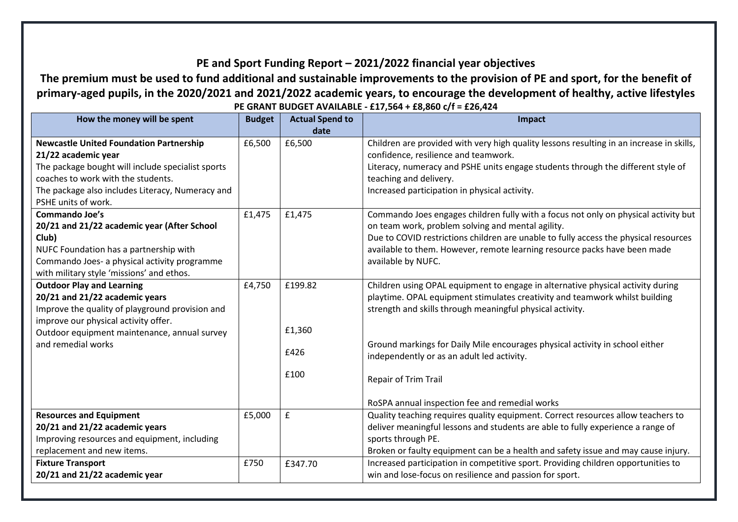# PE and Sport Funding Report – 2021/2022 financial year objectives

## The premium must be used to fund additional and sustainable improvements to the provision of PE and sport, for the benefit of primary-aged pupils, in the 2020/2021 and 2021/2022 academic years, to encourage the development of healthy, active lifestyles

**PE GRANT BUDGET AVAILABLE - £17,564 + £8,860 c/f = £26,424**

| How the money will be spent | Budget | Actual Spend to date | Impact |
|---|---|---|---|
| **Newcastle United Foundation Partnership**<br>**21/22 academic year**<br>The package bought will include specialist sports coaches to work with the students.<br>The package also includes Literacy, Numeracy and PSHE units of work. | £6,500 | £6,500 | Children are provided with very high quality lessons resulting in an increase in skills, confidence, resilience and teamwork.<br>Literacy, numeracy and PSHE units engage students through the different style of teaching and delivery.<br>Increased participation in physical activity. |
| **Commando Joe's**<br>**20/21 and 21/22 academic year (After School Club)**<br>NUFC Foundation has a partnership with Commando Joes- a physical activity programme with military style 'missions' and ethos. | £1,475 | £1,475 | Commando Joes engages children fully with a focus not only on physical activity but on team work, problem solving and mental agility.<br>Due to COVID restrictions children are unable to fully access the physical resources available to them. However, remote learning resource packs have been made available by NUFC. |
| **Outdoor Play and Learning**<br>**20/21 and 21/22 academic years**<br>Improve the quality of playground provision and improve our physical activity offer.<br>Outdoor equipment maintenance, annual survey and remedial works | £4,750 | £199.82<br><br>£1,360<br><br>£426<br><br>£100 | Children using OPAL equipment to engage in alternative physical activity during playtime. OPAL equipment stimulates creativity and teamwork whilst building strength and skills through meaningful physical activity.<br><br>Ground markings for Daily Mile encourages physical activity in school either independently or as an adult led activity.<br><br>Repair of Trim Trail<br><br>RoSPA annual inspection fee and remedial works |
| **Resources and Equipment**<br>**20/21 and 21/22 academic years**<br>Improving resources and equipment, including replacement and new items. | £5,000 | £ | Quality teaching requires quality equipment. Correct resources allow teachers to deliver meaningful lessons and students are able to fully experience a range of sports through PE.<br>Broken or faulty equipment can be a health and safety issue and may cause injury. |
| **Fixture Transport**<br>**20/21 and 21/22 academic year** | £750 | £347.70 | Increased participation in competitive sport. Providing children opportunities to win and lose-focus on resilience and passion for sport. |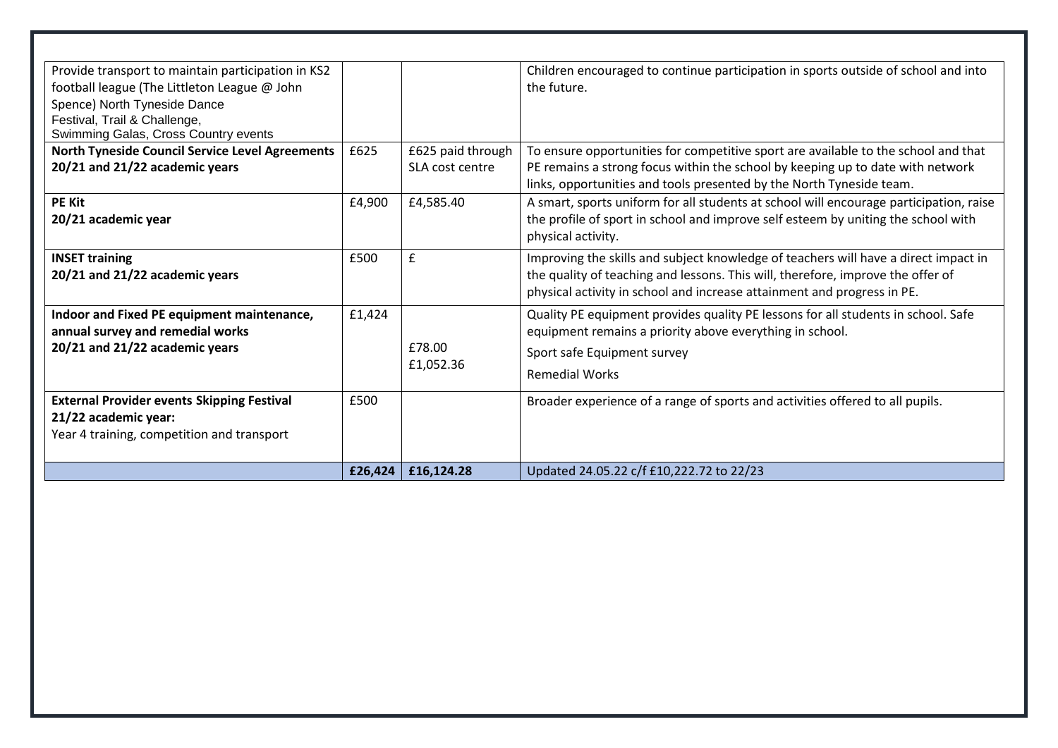| | | | |
|---|---|---|---|
| Provide transport to maintain participation in KS2 football league (The Littleton League @ John Spence) North Tyneside Dance Festival, Trail & Challenge, Swimming Galas, Cross Country events | | | Children encouraged to continue participation in sports outside of school and into the future. |
| **North Tyneside Council Service Level Agreements 20/21 and 21/22 academic years** | £625 | £625 paid through SLA cost centre | To ensure opportunities for competitive sport are available to the school and that PE remains a strong focus within the school by keeping up to date with network links, opportunities and tools presented by the North Tyneside team. |
| **PE Kit 20/21 academic year** | £4,900 | £4,585.40 | A smart, sports uniform for all students at school will encourage participation, raise the profile of sport in school and improve self esteem by uniting the school with physical activity. |
| **INSET training 20/21 and 21/22 academic years** | £500 | £ | Improving the skills and subject knowledge of teachers will have a direct impact in the quality of teaching and lessons. This will, therefore, improve the offer of physical activity in school and increase attainment and progress in PE. |
| **Indoor and Fixed PE equipment maintenance, annual survey and remedial works 20/21 and 21/22 academic years** | £1,424 | £78.00<br>£1,052.36 | Quality PE equipment provides quality PE lessons for all students in school. Safe equipment remains a priority above everything in school.<br>Sport safe Equipment survey<br>Remedial Works |
| **External Provider events Skipping Festival 21/22 academic year:** Year 4 training, competition and transport | £500 | | Broader experience of a range of sports and activities offered to all pupils. |
| | **£26,424** | **£16,124.28** | Updated 24.05.22 c/f £10,222.72 to 22/23 |